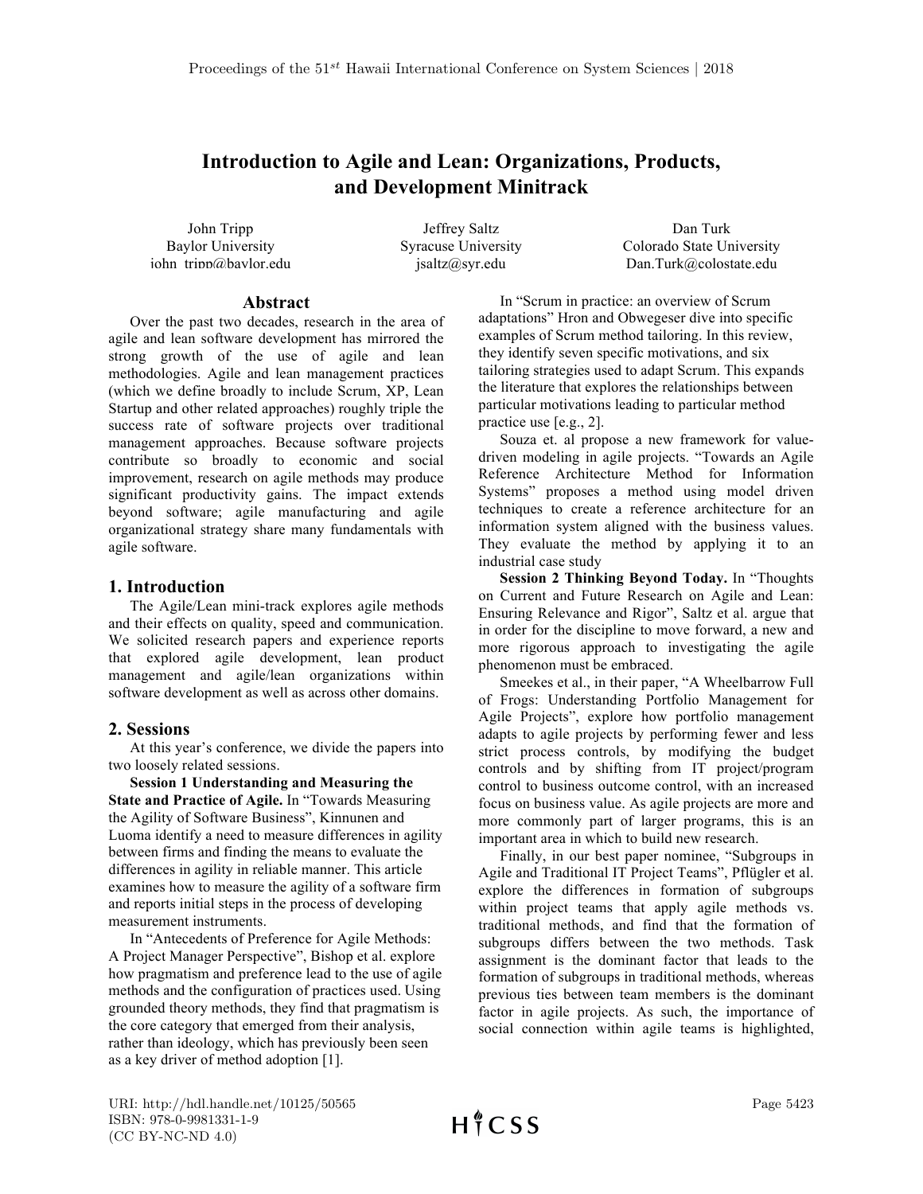# Introduction to Agile and Lean: Organizations, Products, and Development Minitrack

John Tripp
Baylor University
john_tripp@baylor.edu

Jeffrey Saltz
Syracuse University
jsaltz@syr.edu

Dan Turk
Colorado State University
Dan.Turk@colostate.edu

## Abstract

Over the past two decades, research in the area of agile and lean software development has mirrored the strong growth of the use of agile and lean methodologies. Agile and lean management practices (which we define broadly to include Scrum, XP, Lean Startup and other related approaches) roughly triple the success rate of software projects over traditional management approaches. Because software projects contribute so broadly to economic and social improvement, research on agile methods may produce significant productivity gains. The impact extends beyond software; agile manufacturing and agile organizational strategy share many fundamentals with agile software.

## 1. Introduction

The Agile/Lean mini-track explores agile methods and their effects on quality, speed and communication. We solicited research papers and experience reports that explored agile development, lean product management and agile/lean organizations within software development as well as across other domains.

## 2. Sessions

At this year's conference, we divide the papers into two loosely related sessions.

**Session 1 Understanding and Measuring the State and Practice of Agile.** In "Towards Measuring the Agility of Software Business", Kinnunen and Luoma identify a need to measure differences in agility between firms and finding the means to evaluate the differences in agility in reliable manner. This article examines how to measure the agility of a software firm and reports initial steps in the process of developing measurement instruments.

In "Antecedents of Preference for Agile Methods: A Project Manager Perspective", Bishop et al. explore how pragmatism and preference lead to the use of agile methods and the configuration of practices used. Using grounded theory methods, they find that pragmatism is the core category that emerged from their analysis, rather than ideology, which has previously been seen as a key driver of method adoption [1].

In "Scrum in practice: an overview of Scrum adaptations" Hron and Obwegeser dive into specific examples of Scrum method tailoring. In this review, they identify seven specific motivations, and six tailoring strategies used to adapt Scrum. This expands the literature that explores the relationships between particular motivations leading to particular method practice use [e.g., 2].

Souza et. al propose a new framework for value-driven modeling in agile projects. "Towards an Agile Reference Architecture Method for Information Systems" proposes a method using model driven techniques to create a reference architecture for an information system aligned with the business values. They evaluate the method by applying it to an industrial case study

**Session 2 Thinking Beyond Today.** In "Thoughts on Current and Future Research on Agile and Lean: Ensuring Relevance and Rigor", Saltz et al. argue that in order for the discipline to move forward, a new and more rigorous approach to investigating the agile phenomenon must be embraced.

Smeekes et al., in their paper, "A Wheelbarrow Full of Frogs: Understanding Portfolio Management for Agile Projects", explore how portfolio management adapts to agile projects by performing fewer and less strict process controls, by modifying the budget controls and by shifting from IT project/program control to business outcome control, with an increased focus on business value. As agile projects are more and more commonly part of larger programs, this is an important area in which to build new research.

Finally, in our best paper nominee, "Subgroups in Agile and Traditional IT Project Teams", Pflügler et al. explore the differences in formation of subgroups within project teams that apply agile methods vs. traditional methods, and find that the formation of subgroups differs between the two methods. Task assignment is the dominant factor that leads to the formation of subgroups in traditional methods, whereas previous ties between team members is the dominant factor in agile projects. As such, the importance of social connection within agile teams is highlighted,

URI: http://hdl.handle.net/10125/50565
ISBN: 978-0-9981331-1-9
(CC BY-NC-ND 4.0)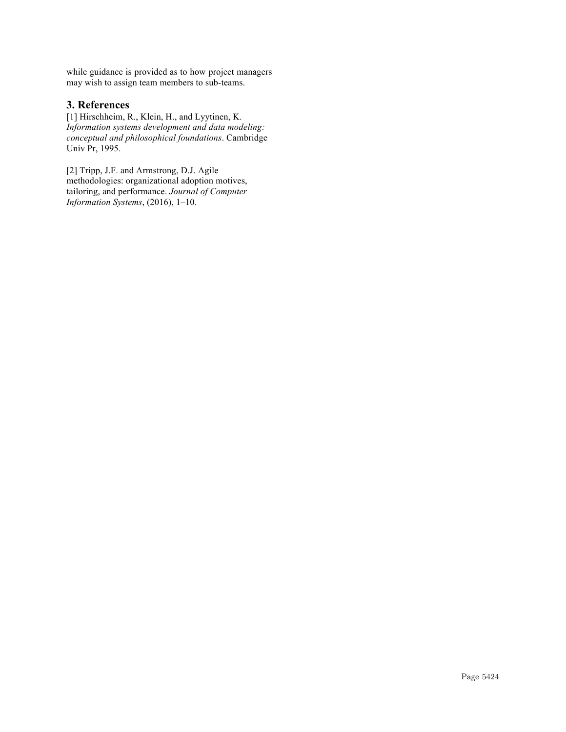while guidance is provided as to how project managers may wish to assign team members to sub-teams.

## 3. References

[1] Hirschheim, R., Klein, H., and Lyytinen, K. *Information systems development and data modeling: conceptual and philosophical foundations*. Cambridge Univ Pr, 1995.

[2] Tripp, J.F. and Armstrong, D.J. Agile methodologies: organizational adoption motives, tailoring, and performance. *Journal of Computer Information Systems*, (2016), 1–10.